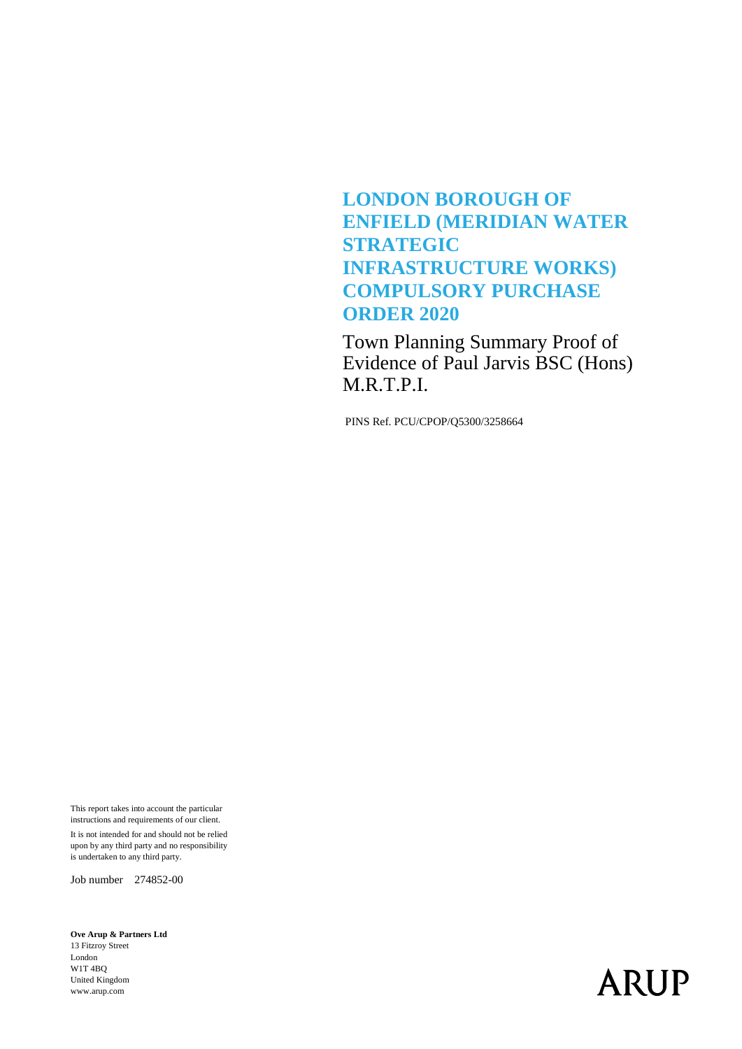# LONDON BOROUGH OF ENFIELD (MERIDIAN WATER STRATEGIC INFRASTRUCTURE WORKS) COMPULSORY PURCHASE ORDER 2020

Town Planning Summary Proof of Evidence of Paul Jarvis BSC (Hons) M.R.T.P.I.

PINS Ref. PCU/CPOP/Q5300/3258664

This report takes into account the particular instructions and requirements of our client.

It is not intended for and should not be relied upon by any third party and no responsibility is undertaken to any third party.

Job number 274852-00

**Ove Arup & Partners Ltd**
13 Fitzroy Street
London
W1T 4BQ
United Kingdom
www.arup.com

ARUP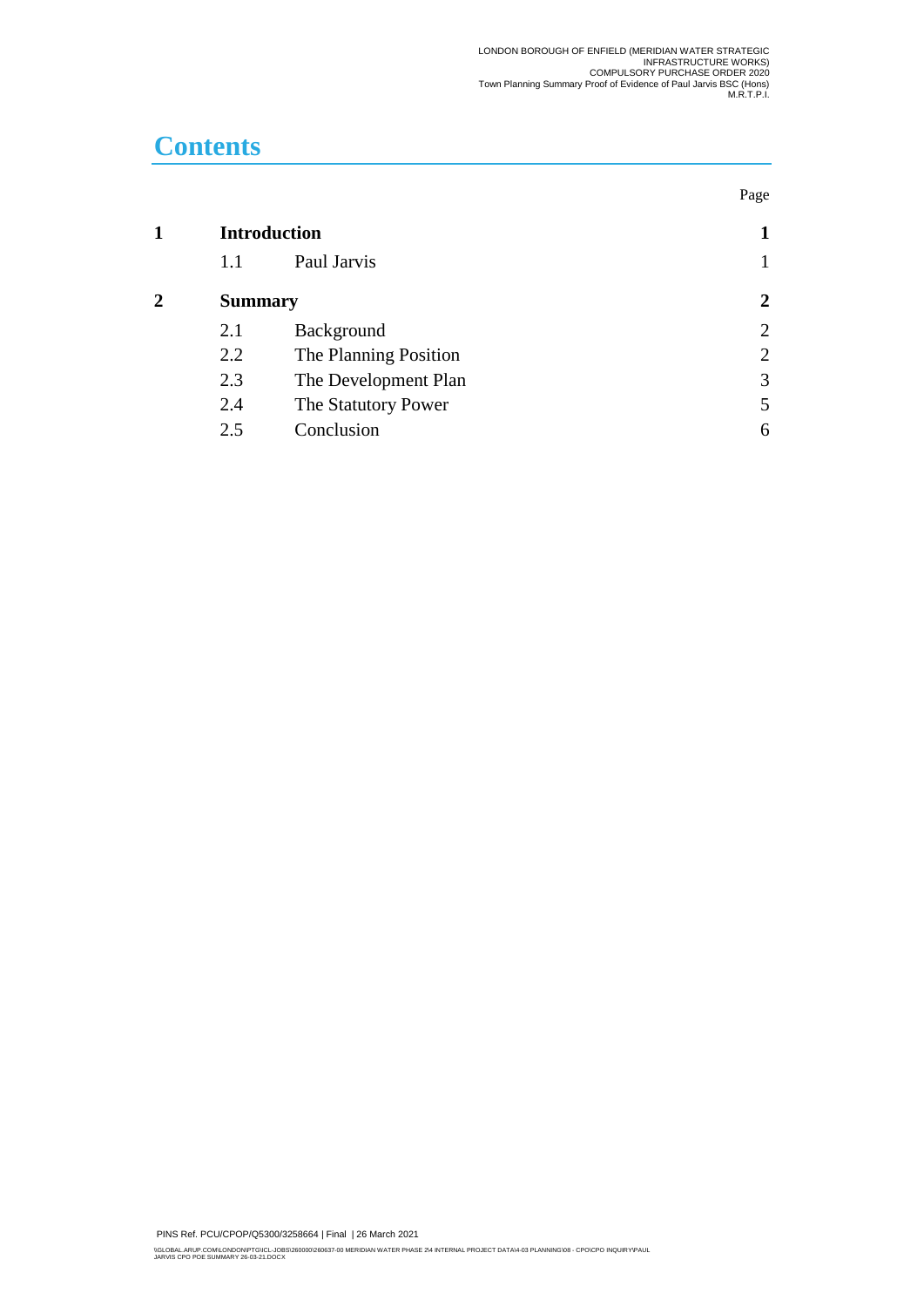# Contents

| | | | Page |
|---|---|---|---|
| **1** | **Introduction** | | **1** |
| | 1.1 | Paul Jarvis | 1 |
| **2** | **Summary** | | **2** |
| | 2.1 | Background | 2 |
| | 2.2 | The Planning Position | 2 |
| | 2.3 | The Development Plan | 3 |
| | 2.4 | The Statutory Power | 5 |
| | 2.5 | Conclusion | 6 |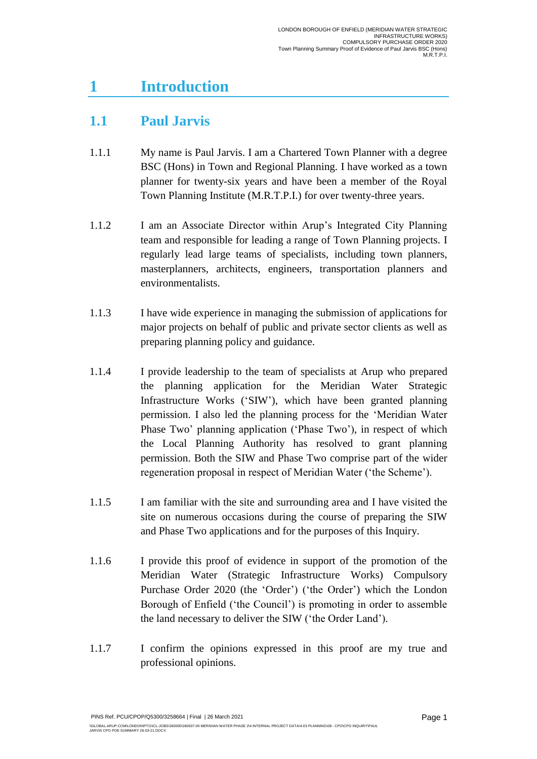# 1 Introduction

## 1.1 Paul Jarvis

1.1.1 My name is Paul Jarvis. I am a Chartered Town Planner with a degree BSC (Hons) in Town and Regional Planning. I have worked as a town planner for twenty-six years and have been a member of the Royal Town Planning Institute (M.R.T.P.I.) for over twenty-three years.

1.1.2 I am an Associate Director within Arup's Integrated City Planning team and responsible for leading a range of Town Planning projects. I regularly lead large teams of specialists, including town planners, masterplanners, architects, engineers, transportation planners and environmentalists.

1.1.3 I have wide experience in managing the submission of applications for major projects on behalf of public and private sector clients as well as preparing planning policy and guidance.

1.1.4 I provide leadership to the team of specialists at Arup who prepared the planning application for the Meridian Water Strategic Infrastructure Works ('SIW'), which have been granted planning permission. I also led the planning process for the 'Meridian Water Phase Two' planning application ('Phase Two'), in respect of which the Local Planning Authority has resolved to grant planning permission. Both the SIW and Phase Two comprise part of the wider regeneration proposal in respect of Meridian Water ('the Scheme').

1.1.5 I am familiar with the site and surrounding area and I have visited the site on numerous occasions during the course of preparing the SIW and Phase Two applications and for the purposes of this Inquiry.

1.1.6 I provide this proof of evidence in support of the promotion of the Meridian Water (Strategic Infrastructure Works) Compulsory Purchase Order 2020 (the 'Order') ('the Order') which the London Borough of Enfield ('the Council') is promoting in order to assemble the land necessary to deliver the SIW ('the Order Land').

1.1.7 I confirm the opinions expressed in this proof are my true and professional opinions.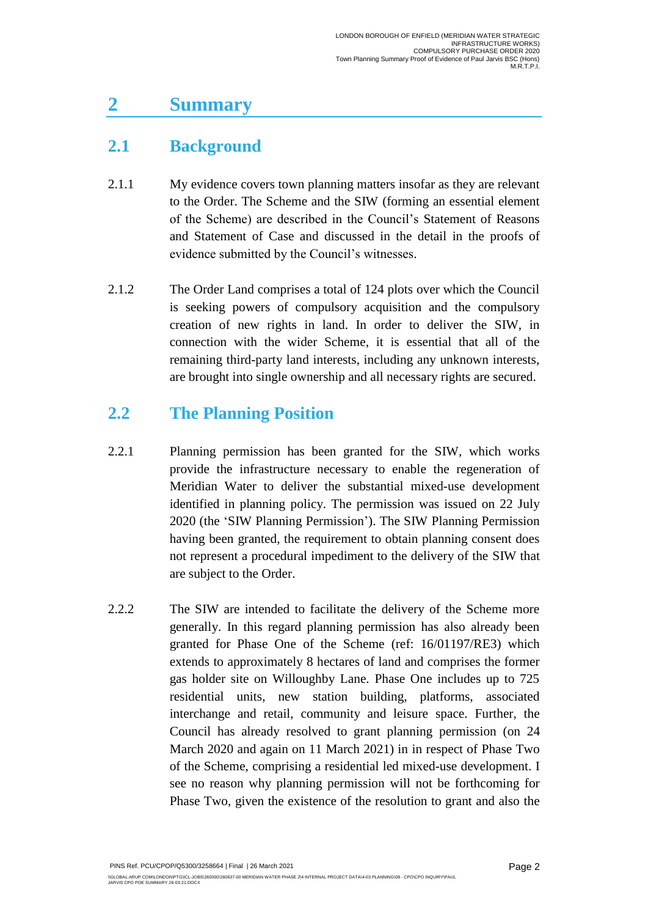# 2 Summary

## 2.1 Background

2.1.1 My evidence covers town planning matters insofar as they are relevant to the Order. The Scheme and the SIW (forming an essential element of the Scheme) are described in the Council's Statement of Reasons and Statement of Case and discussed in the detail in the proofs of evidence submitted by the Council's witnesses.

2.1.2 The Order Land comprises a total of 124 plots over which the Council is seeking powers of compulsory acquisition and the compulsory creation of new rights in land. In order to deliver the SIW, in connection with the wider Scheme, it is essential that all of the remaining third-party land interests, including any unknown interests, are brought into single ownership and all necessary rights are secured.

## 2.2 The Planning Position

2.2.1 Planning permission has been granted for the SIW, which works provide the infrastructure necessary to enable the regeneration of Meridian Water to deliver the substantial mixed-use development identified in planning policy. The permission was issued on 22 July 2020 (the 'SIW Planning Permission'). The SIW Planning Permission having been granted, the requirement to obtain planning consent does not represent a procedural impediment to the delivery of the SIW that are subject to the Order.

2.2.2 The SIW are intended to facilitate the delivery of the Scheme more generally. In this regard planning permission has also already been granted for Phase One of the Scheme (ref: 16/01197/RE3) which extends to approximately 8 hectares of land and comprises the former gas holder site on Willoughby Lane. Phase One includes up to 725 residential units, new station building, platforms, associated interchange and retail, community and leisure space. Further, the Council has already resolved to grant planning permission (on 24 March 2020 and again on 11 March 2021) in in respect of Phase Two of the Scheme, comprising a residential led mixed-use development. I see no reason why planning permission will not be forthcoming for Phase Two, given the existence of the resolution to grant and also the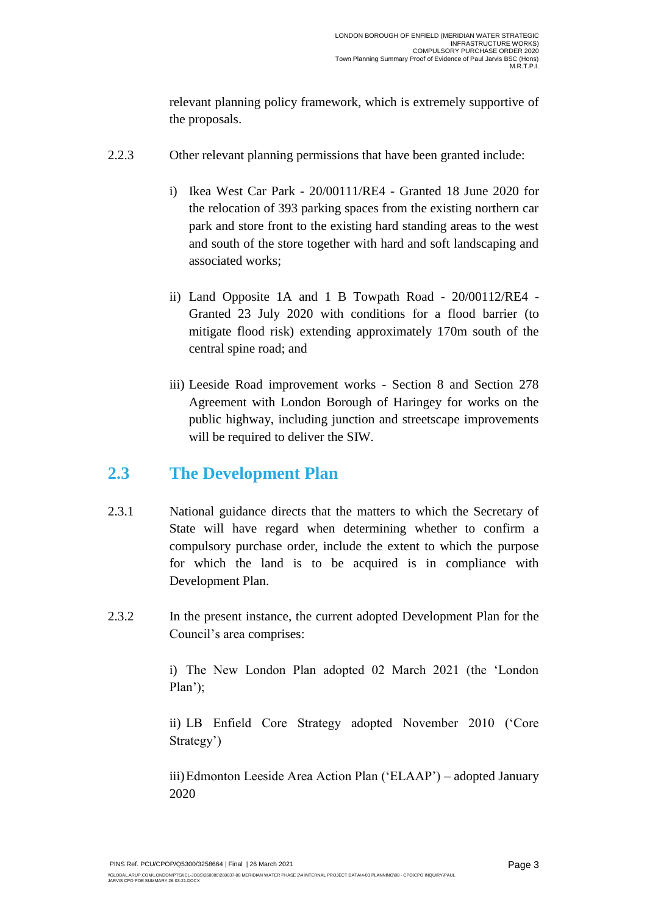relevant planning policy framework, which is extremely supportive of the proposals.

2.2.3 Other relevant planning permissions that have been granted include:

i) Ikea West Car Park - 20/00111/RE4 - Granted 18 June 2020 for the relocation of 393 parking spaces from the existing northern car park and store front to the existing hard standing areas to the west and south of the store together with hard and soft landscaping and associated works;

ii) Land Opposite 1A and 1 B Towpath Road - 20/00112/RE4 - Granted 23 July 2020 with conditions for a flood barrier (to mitigate flood risk) extending approximately 170m south of the central spine road; and

iii) Leeside Road improvement works - Section 8 and Section 278 Agreement with London Borough of Haringey for works on the public highway, including junction and streetscape improvements will be required to deliver the SIW.

## 2.3 The Development Plan

2.3.1 National guidance directs that the matters to which the Secretary of State will have regard when determining whether to confirm a compulsory purchase order, include the extent to which the purpose for which the land is to be acquired is in compliance with Development Plan.

2.3.2 In the present instance, the current adopted Development Plan for the Council's area comprises:

i) The New London Plan adopted 02 March 2021 (the 'London Plan');

ii) LB Enfield Core Strategy adopted November 2010 ('Core Strategy')

iii) Edmonton Leeside Area Action Plan ('ELAAP') – adopted January 2020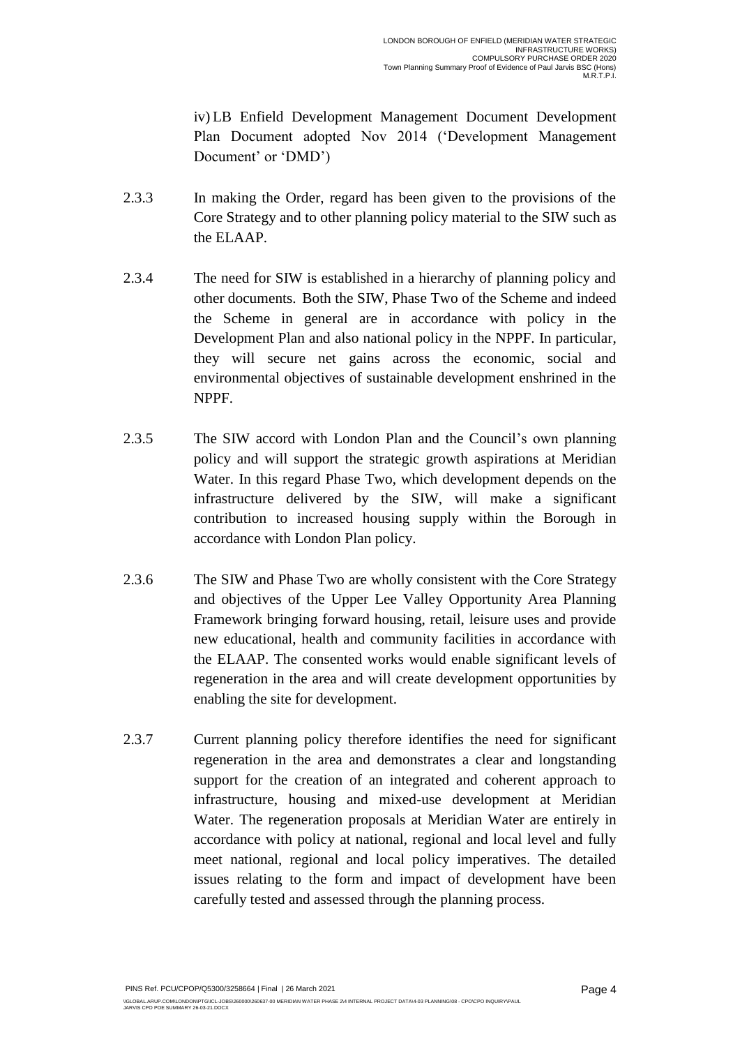iv) LB Enfield Development Management Document Development Plan Document adopted Nov 2014 ('Development Management Document' or 'DMD')

2.3.3 In making the Order, regard has been given to the provisions of the Core Strategy and to other planning policy material to the SIW such as the ELAAP.

2.3.4 The need for SIW is established in a hierarchy of planning policy and other documents. Both the SIW, Phase Two of the Scheme and indeed the Scheme in general are in accordance with policy in the Development Plan and also national policy in the NPPF. In particular, they will secure net gains across the economic, social and environmental objectives of sustainable development enshrined in the NPPF.

2.3.5 The SIW accord with London Plan and the Council's own planning policy and will support the strategic growth aspirations at Meridian Water. In this regard Phase Two, which development depends on the infrastructure delivered by the SIW, will make a significant contribution to increased housing supply within the Borough in accordance with London Plan policy.

2.3.6 The SIW and Phase Two are wholly consistent with the Core Strategy and objectives of the Upper Lee Valley Opportunity Area Planning Framework bringing forward housing, retail, leisure uses and provide new educational, health and community facilities in accordance with the ELAAP. The consented works would enable significant levels of regeneration in the area and will create development opportunities by enabling the site for development.

2.3.7 Current planning policy therefore identifies the need for significant regeneration in the area and demonstrates a clear and longstanding support for the creation of an integrated and coherent approach to infrastructure, housing and mixed-use development at Meridian Water. The regeneration proposals at Meridian Water are entirely in accordance with policy at national, regional and local level and fully meet national, regional and local policy imperatives. The detailed issues relating to the form and impact of development have been carefully tested and assessed through the planning process.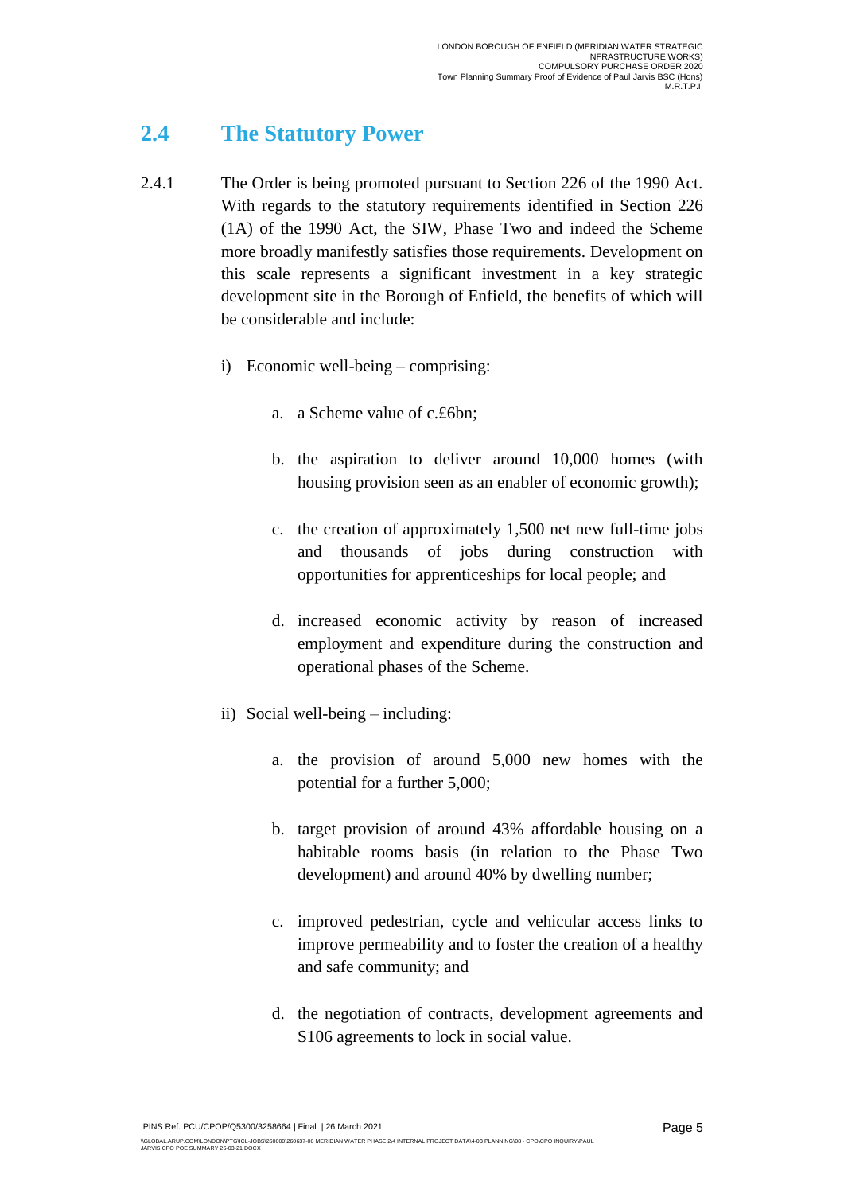## 2.4 The Statutory Power

2.4.1 The Order is being promoted pursuant to Section 226 of the 1990 Act. With regards to the statutory requirements identified in Section 226 (1A) of the 1990 Act, the SIW, Phase Two and indeed the Scheme more broadly manifestly satisfies those requirements. Development on this scale represents a significant investment in a key strategic development site in the Borough of Enfield, the benefits of which will be considerable and include:

i) Economic well-being – comprising:

   a. a Scheme value of c.£6bn;

   b. the aspiration to deliver around 10,000 homes (with housing provision seen as an enabler of economic growth);

   c. the creation of approximately 1,500 net new full-time jobs and thousands of jobs during construction with opportunities for apprenticeships for local people; and

   d. increased economic activity by reason of increased employment and expenditure during the construction and operational phases of the Scheme.

ii) Social well-being – including:

   a. the provision of around 5,000 new homes with the potential for a further 5,000;

   b. target provision of around 43% affordable housing on a habitable rooms basis (in relation to the Phase Two development) and around 40% by dwelling number;

   c. improved pedestrian, cycle and vehicular access links to improve permeability and to foster the creation of a healthy and safe community; and

   d. the negotiation of contracts, development agreements and S106 agreements to lock in social value.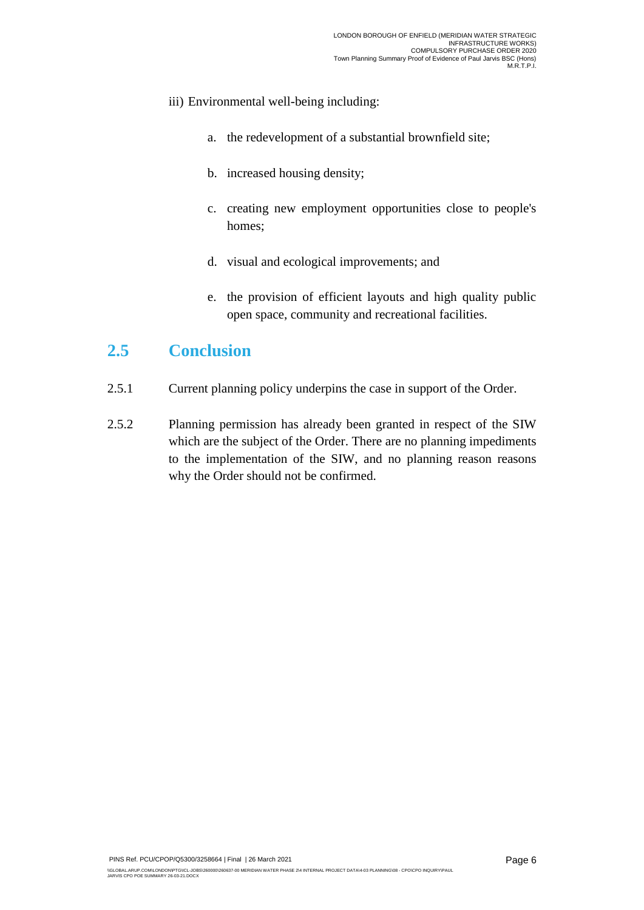iii) Environmental well-being including:

a. the redevelopment of a substantial brownfield site;

b. increased housing density;

c. creating new employment opportunities close to people's homes;

d. visual and ecological improvements; and

e. the provision of efficient layouts and high quality public open space, community and recreational facilities.

## 2.5 Conclusion

2.5.1 Current planning policy underpins the case in support of the Order.

2.5.2 Planning permission has already been granted in respect of the SIW which are the subject of the Order. There are no planning impediments to the implementation of the SIW, and no planning reason reasons why the Order should not be confirmed.